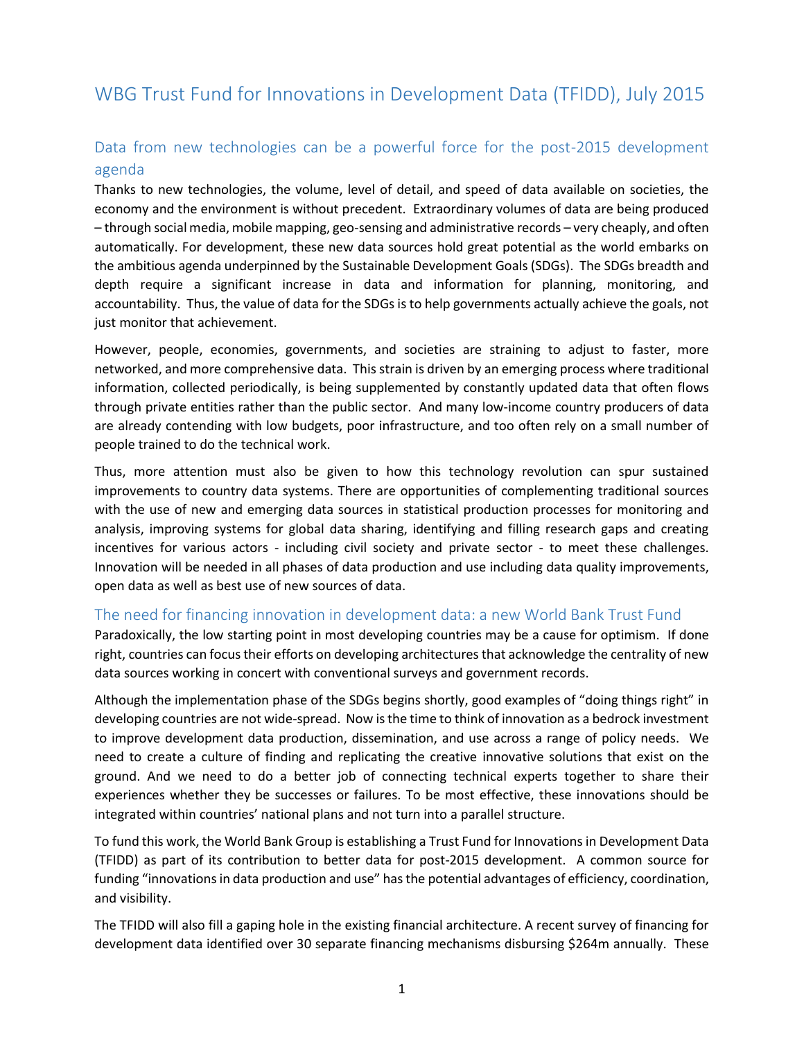# WBG Trust Fund for Innovations in Development Data (TFIDD), July 2015

## Data from new technologies can be a powerful force for the post-2015 development agenda

Thanks to new technologies, the volume, level of detail, and speed of data available on societies, the economy and the environment is without precedent. Extraordinary volumes of data are being produced – through social media, mobile mapping, geo-sensing and administrative records – very cheaply, and often automatically. For development, these new data sources hold great potential as the world embarks on the ambitious agenda underpinned by the Sustainable Development Goals (SDGs). The SDGs breadth and depth require a significant increase in data and information for planning, monitoring, and accountability. Thus, the value of data for the SDGs is to help governments actually achieve the goals, not just monitor that achievement.

However, people, economies, governments, and societies are straining to adjust to faster, more networked, and more comprehensive data. This strain is driven by an emerging process where traditional information, collected periodically, is being supplemented by constantly updated data that often flows through private entities rather than the public sector. And many low-income country producers of data are already contending with low budgets, poor infrastructure, and too often rely on a small number of people trained to do the technical work.

Thus, more attention must also be given to how this technology revolution can spur sustained improvements to country data systems. There are opportunities of complementing traditional sources with the use of new and emerging data sources in statistical production processes for monitoring and analysis, improving systems for global data sharing, identifying and filling research gaps and creating incentives for various actors - including civil society and private sector - to meet these challenges. Innovation will be needed in all phases of data production and use including data quality improvements, open data as well as best use of new sources of data.

## The need for financing innovation in development data: a new World Bank Trust Fund

Paradoxically, the low starting point in most developing countries may be a cause for optimism. If done right, countries can focus their efforts on developing architectures that acknowledge the centrality of new data sources working in concert with conventional surveys and government records.

Although the implementation phase of the SDGs begins shortly, good examples of "doing things right" in developing countries are not wide-spread. Now is the time to think of innovation as a bedrock investment to improve development data production, dissemination, and use across a range of policy needs. We need to create a culture of finding and replicating the creative innovative solutions that exist on the ground. And we need to do a better job of connecting technical experts together to share their experiences whether they be successes or failures. To be most effective, these innovations should be integrated within countries' national plans and not turn into a parallel structure.

To fund this work, the World Bank Group is establishing a Trust Fund for Innovations in Development Data (TFIDD) as part of its contribution to better data for post-2015 development. A common source for funding "innovations in data production and use" has the potential advantages of efficiency, coordination, and visibility.

The TFIDD will also fill a gaping hole in the existing financial architecture. A recent survey of financing for development data identified over 30 separate financing mechanisms disbursing $264m annually. These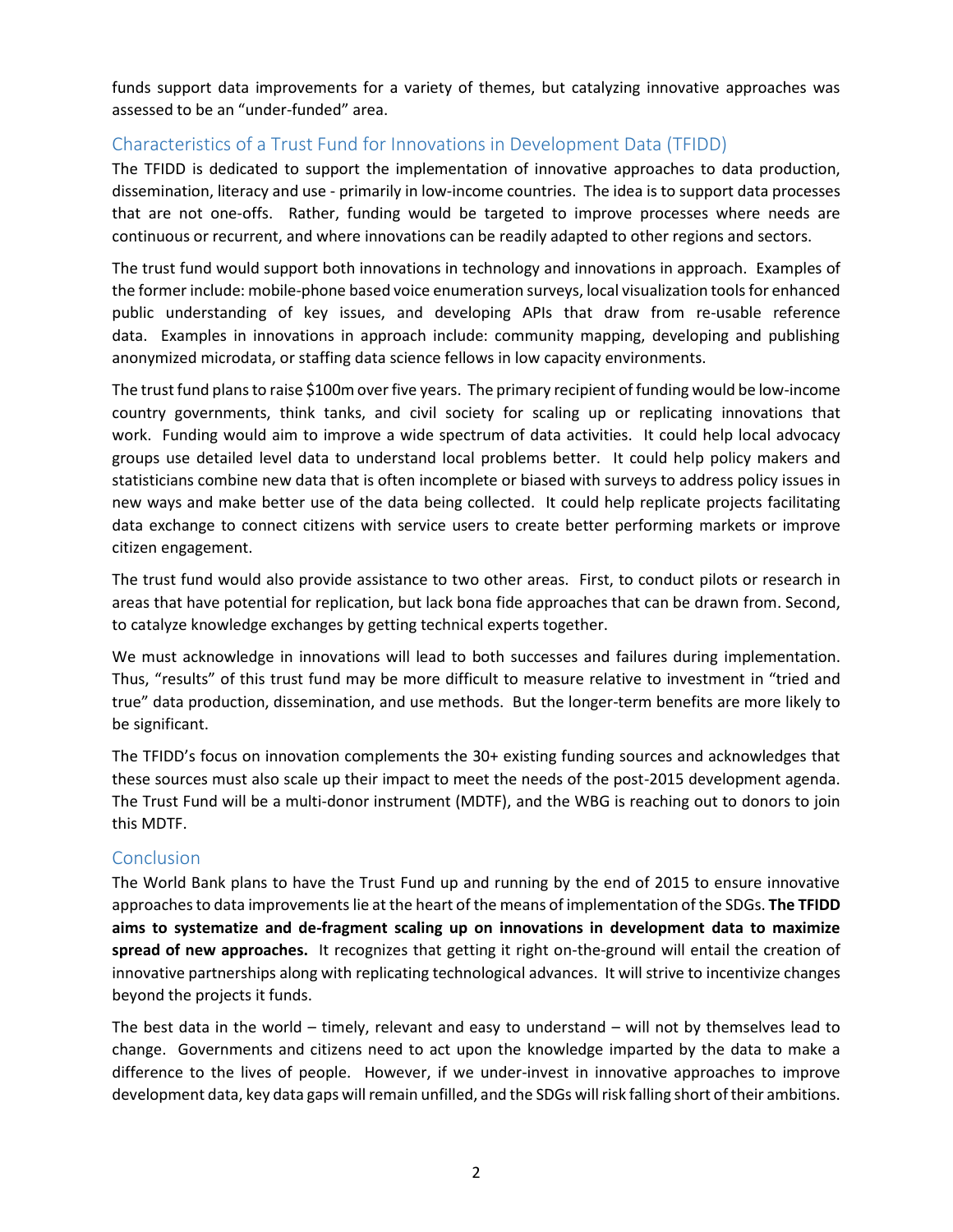funds support data improvements for a variety of themes, but catalyzing innovative approaches was assessed to be an "under-funded" area.

## Characteristics of a Trust Fund for Innovations in Development Data (TFIDD)

The TFIDD is dedicated to support the implementation of innovative approaches to data production, dissemination, literacy and use - primarily in low-income countries. The idea is to support data processes that are not one-offs. Rather, funding would be targeted to improve processes where needs are continuous or recurrent, and where innovations can be readily adapted to other regions and sectors.

The trust fund would support both innovations in technology and innovations in approach. Examples of the former include: mobile-phone based voice enumeration surveys, local visualization tools for enhanced public understanding of key issues, and developing APIs that draw from re-usable reference data. Examples in innovations in approach include: community mapping, developing and publishing anonymized microdata, or staffing data science fellows in low capacity environments.

The trust fund plans to raise $100m over five years. The primary recipient of funding would be low-income country governments, think tanks, and civil society for scaling up or replicating innovations that work. Funding would aim to improve a wide spectrum of data activities. It could help local advocacy groups use detailed level data to understand local problems better. It could help policy makers and statisticians combine new data that is often incomplete or biased with surveys to address policy issues in new ways and make better use of the data being collected. It could help replicate projects facilitating data exchange to connect citizens with service users to create better performing markets or improve citizen engagement.

The trust fund would also provide assistance to two other areas. First, to conduct pilots or research in areas that have potential for replication, but lack bona fide approaches that can be drawn from. Second, to catalyze knowledge exchanges by getting technical experts together.

We must acknowledge in innovations will lead to both successes and failures during implementation. Thus, "results" of this trust fund may be more difficult to measure relative to investment in "tried and true" data production, dissemination, and use methods. But the longer-term benefits are more likely to be significant.

The TFIDD's focus on innovation complements the 30+ existing funding sources and acknowledges that these sources must also scale up their impact to meet the needs of the post-2015 development agenda. The Trust Fund will be a multi-donor instrument (MDTF), and the WBG is reaching out to donors to join this MDTF.

## Conclusion

The World Bank plans to have the Trust Fund up and running by the end of 2015 to ensure innovative approaches to data improvements lie at the heart of the means of implementation of the SDGs. **The TFIDD aims to systematize and de-fragment scaling up on innovations in development data to maximize spread of new approaches.** It recognizes that getting it right on-the-ground will entail the creation of innovative partnerships along with replicating technological advances. It will strive to incentivize changes beyond the projects it funds.

The best data in the world – timely, relevant and easy to understand – will not by themselves lead to change. Governments and citizens need to act upon the knowledge imparted by the data to make a difference to the lives of people. However, if we under-invest in innovative approaches to improve development data, key data gaps will remain unfilled, and the SDGs will risk falling short of their ambitions.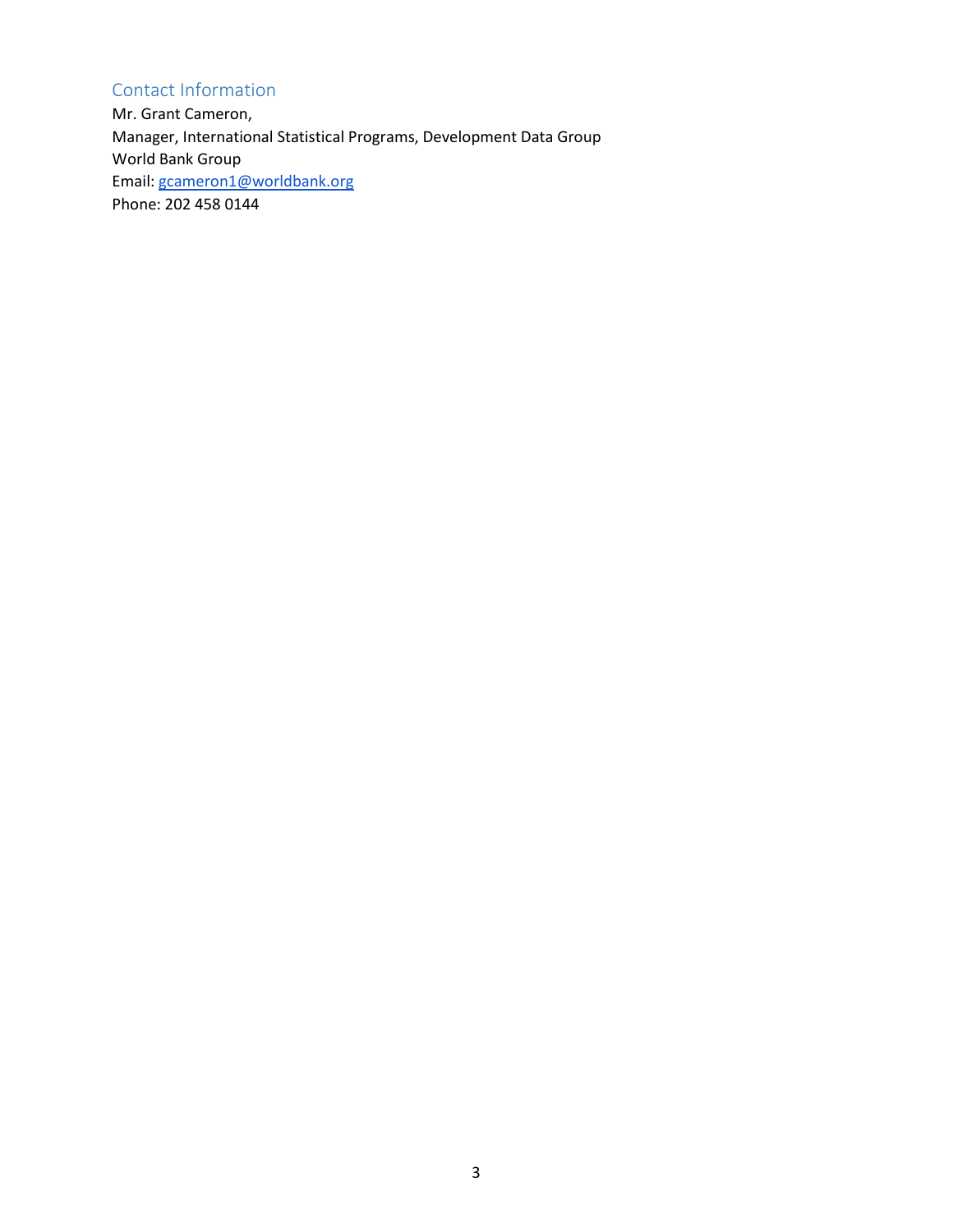## Contact Information

Mr. Grant Cameron,
Manager, International Statistical Programs, Development Data Group
World Bank Group
Email: gcameron1@worldbank.org
Phone: 202 458 0144